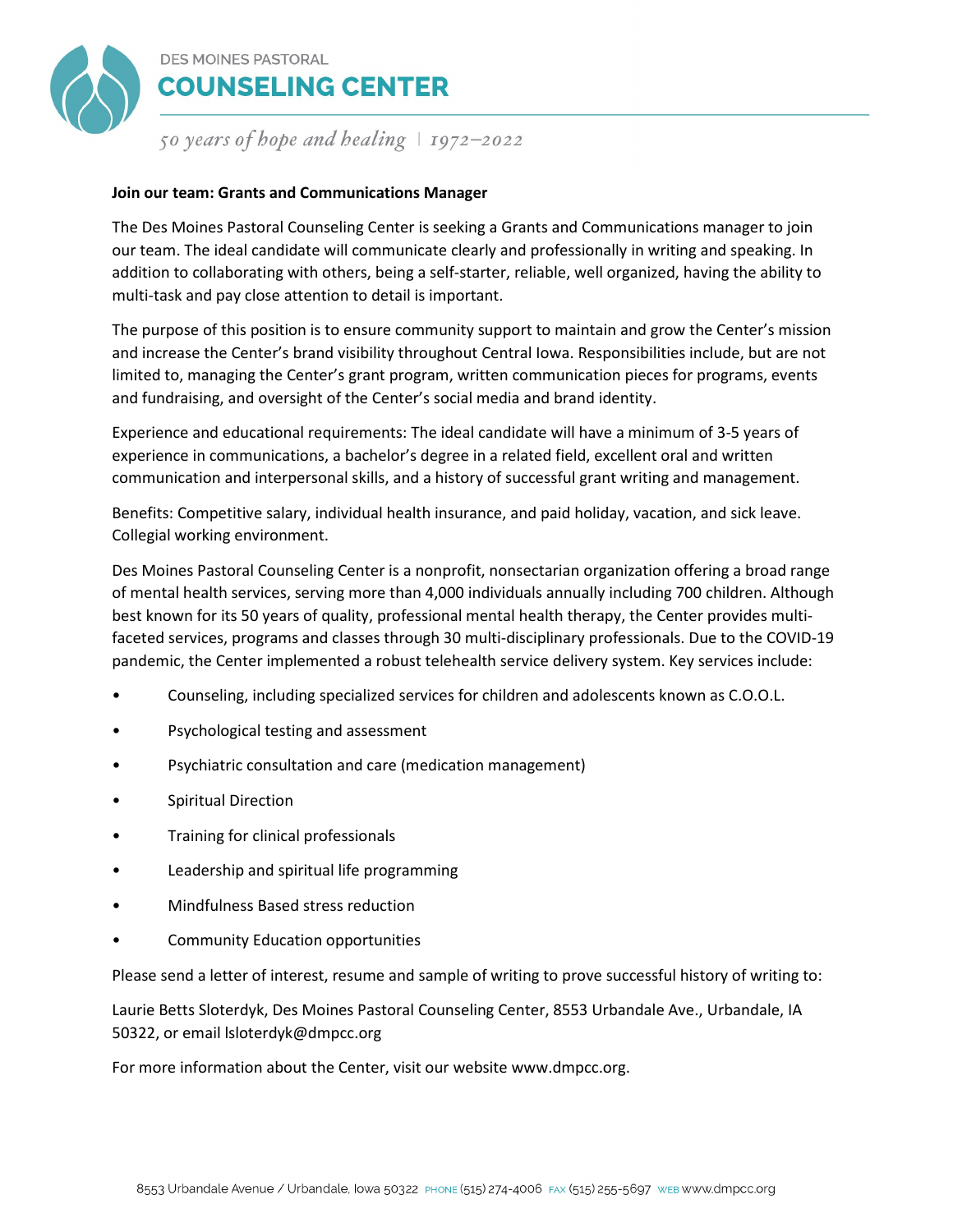DES MOINES PASTORAL

# COUNSELING CENTER

*50 years of hope and healing | 1972–2022*

**Join our team: Grants and Communications Manager**

The Des Moines Pastoral Counseling Center is seeking a Grants and Communications manager to join our team. The ideal candidate will communicate clearly and professionally in writing and speaking. In addition to collaborating with others, being a self-starter, reliable, well organized, having the ability to multi-task and pay close attention to detail is important.

The purpose of this position is to ensure community support to maintain and grow the Center's mission and increase the Center's brand visibility throughout Central Iowa. Responsibilities include, but are not limited to, managing the Center's grant program, written communication pieces for programs, events and fundraising, and oversight of the Center's social media and brand identity.

Experience and educational requirements: The ideal candidate will have a minimum of 3-5 years of experience in communications, a bachelor's degree in a related field, excellent oral and written communication and interpersonal skills, and a history of successful grant writing and management.

Benefits: Competitive salary, individual health insurance, and paid holiday, vacation, and sick leave. Collegial working environment.

Des Moines Pastoral Counseling Center is a nonprofit, nonsectarian organization offering a broad range of mental health services, serving more than 4,000 individuals annually including 700 children. Although best known for its 50 years of quality, professional mental health therapy, the Center provides multi-faceted services, programs and classes through 30 multi-disciplinary professionals. Due to the COVID-19 pandemic, the Center implemented a robust telehealth service delivery system. Key services include:

- Counseling, including specialized services for children and adolescents known as C.O.O.L.
- Psychological testing and assessment
- Psychiatric consultation and care (medication management)
- Spiritual Direction
- Training for clinical professionals
- Leadership and spiritual life programming
- Mindfulness Based stress reduction
- Community Education opportunities

Please send a letter of interest, resume and sample of writing to prove successful history of writing to:

Laurie Betts Sloterdyk, Des Moines Pastoral Counseling Center, 8553 Urbandale Ave., Urbandale, IA 50322, or email lsloterdyk@dmpcc.org

For more information about the Center, visit our website www.dmpcc.org.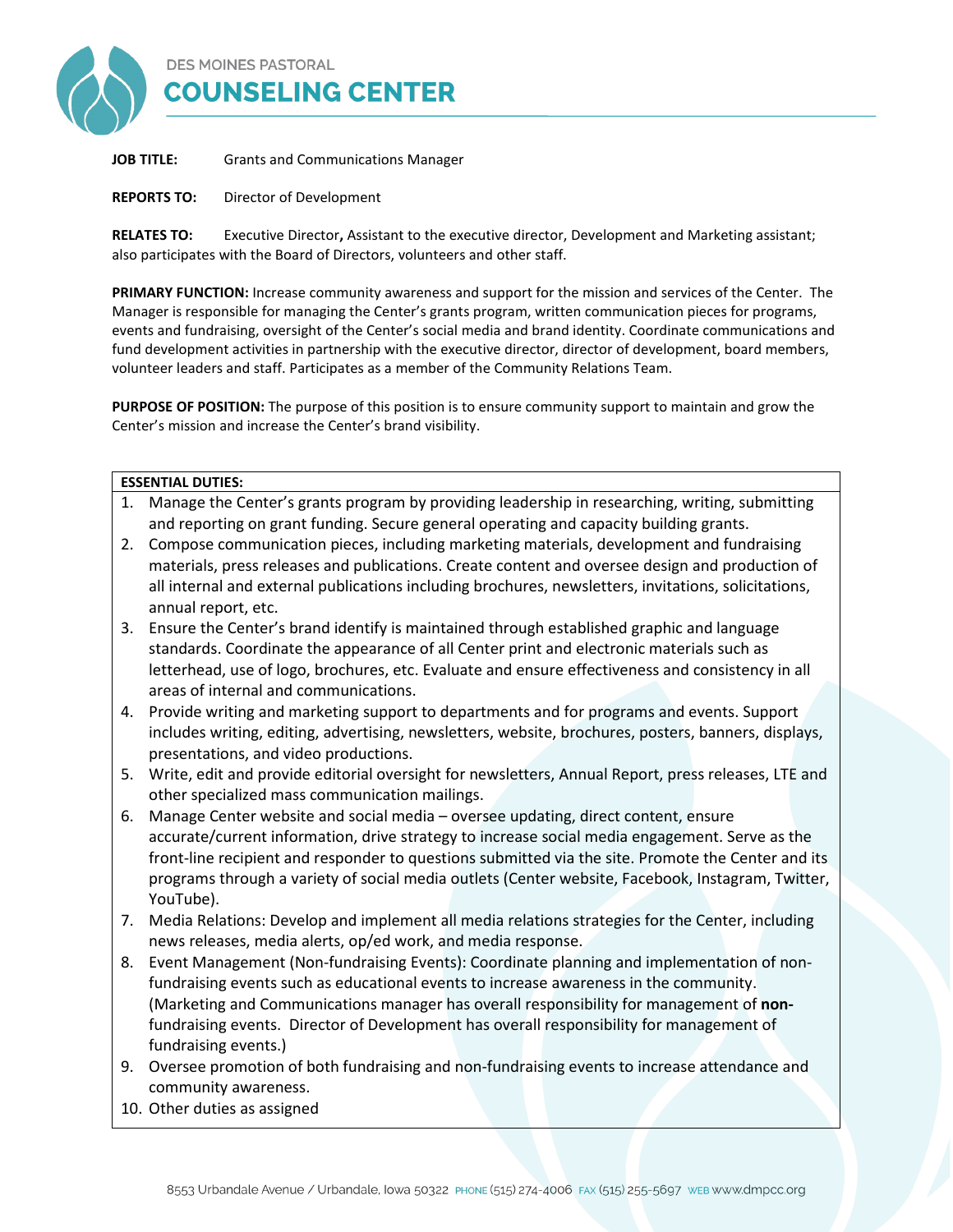DES MOINES PASTORAL
# COUNSELING CENTER

**JOB TITLE:** Grants and Communications Manager

**REPORTS TO:** Director of Development

**RELATES TO:** Executive Director**,** Assistant to the executive director, Development and Marketing assistant; also participates with the Board of Directors, volunteers and other staff.

**PRIMARY FUNCTION:** Increase community awareness and support for the mission and services of the Center. The Manager is responsible for managing the Center's grants program, written communication pieces for programs, events and fundraising, oversight of the Center's social media and brand identity. Coordinate communications and fund development activities in partnership with the executive director, director of development, board members, volunteer leaders and staff. Participates as a member of the Community Relations Team.

**PURPOSE OF POSITION:** The purpose of this position is to ensure community support to maintain and grow the Center's mission and increase the Center's brand visibility.

**ESSENTIAL DUTIES:**

1. Manage the Center's grants program by providing leadership in researching, writing, submitting and reporting on grant funding. Secure general operating and capacity building grants.
2. Compose communication pieces, including marketing materials, development and fundraising materials, press releases and publications. Create content and oversee design and production of all internal and external publications including brochures, newsletters, invitations, solicitations, annual report, etc.
3. Ensure the Center's brand identify is maintained through established graphic and language standards. Coordinate the appearance of all Center print and electronic materials such as letterhead, use of logo, brochures, etc. Evaluate and ensure effectiveness and consistency in all areas of internal and communications.
4. Provide writing and marketing support to departments and for programs and events. Support includes writing, editing, advertising, newsletters, website, brochures, posters, banners, displays, presentations, and video productions.
5. Write, edit and provide editorial oversight for newsletters, Annual Report, press releases, LTE and other specialized mass communication mailings.
6. Manage Center website and social media – oversee updating, direct content, ensure accurate/current information, drive strategy to increase social media engagement. Serve as the front-line recipient and responder to questions submitted via the site. Promote the Center and its programs through a variety of social media outlets (Center website, Facebook, Instagram, Twitter, YouTube).
7. Media Relations: Develop and implement all media relations strategies for the Center, including news releases, media alerts, op/ed work, and media response.
8. Event Management (Non-fundraising Events): Coordinate planning and implementation of non-fundraising events such as educational events to increase awareness in the community. (Marketing and Communications manager has overall responsibility for management of **non-**fundraising events. Director of Development has overall responsibility for management of fundraising events.)
9. Oversee promotion of both fundraising and non-fundraising events to increase attendance and community awareness.
10. Other duties as assigned

8553 Urbandale Avenue / Urbandale, Iowa 50322 PHONE (515) 274-4006 FAX (515) 255-5697 WEB www.dmpcc.org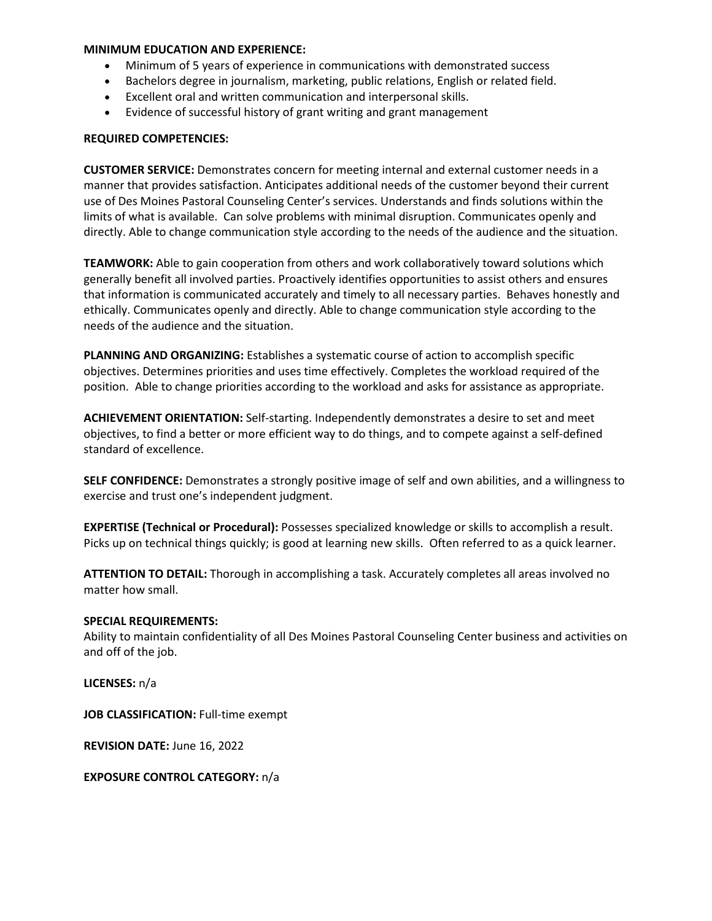**MINIMUM EDUCATION AND EXPERIENCE:**

- Minimum of 5 years of experience in communications with demonstrated success
- Bachelors degree in journalism, marketing, public relations, English or related field.
- Excellent oral and written communication and interpersonal skills.
- Evidence of successful history of grant writing and grant management

**REQUIRED COMPETENCIES:**

**CUSTOMER SERVICE:** Demonstrates concern for meeting internal and external customer needs in a manner that provides satisfaction. Anticipates additional needs of the customer beyond their current use of Des Moines Pastoral Counseling Center's services. Understands and finds solutions within the limits of what is available. Can solve problems with minimal disruption. Communicates openly and directly. Able to change communication style according to the needs of the audience and the situation.

**TEAMWORK:** Able to gain cooperation from others and work collaboratively toward solutions which generally benefit all involved parties. Proactively identifies opportunities to assist others and ensures that information is communicated accurately and timely to all necessary parties. Behaves honestly and ethically. Communicates openly and directly. Able to change communication style according to the needs of the audience and the situation.

**PLANNING AND ORGANIZING:** Establishes a systematic course of action to accomplish specific objectives. Determines priorities and uses time effectively. Completes the workload required of the position. Able to change priorities according to the workload and asks for assistance as appropriate.

**ACHIEVEMENT ORIENTATION:** Self-starting. Independently demonstrates a desire to set and meet objectives, to find a better or more efficient way to do things, and to compete against a self-defined standard of excellence.

**SELF CONFIDENCE:** Demonstrates a strongly positive image of self and own abilities, and a willingness to exercise and trust one's independent judgment.

**EXPERTISE (Technical or Procedural):** Possesses specialized knowledge or skills to accomplish a result. Picks up on technical things quickly; is good at learning new skills. Often referred to as a quick learner.

**ATTENTION TO DETAIL:** Thorough in accomplishing a task. Accurately completes all areas involved no matter how small.

**SPECIAL REQUIREMENTS:**
Ability to maintain confidentiality of all Des Moines Pastoral Counseling Center business and activities on and off of the job.

**LICENSES:** n/a

**JOB CLASSIFICATION:** Full-time exempt

**REVISION DATE:** June 16, 2022

**EXPOSURE CONTROL CATEGORY:** n/a